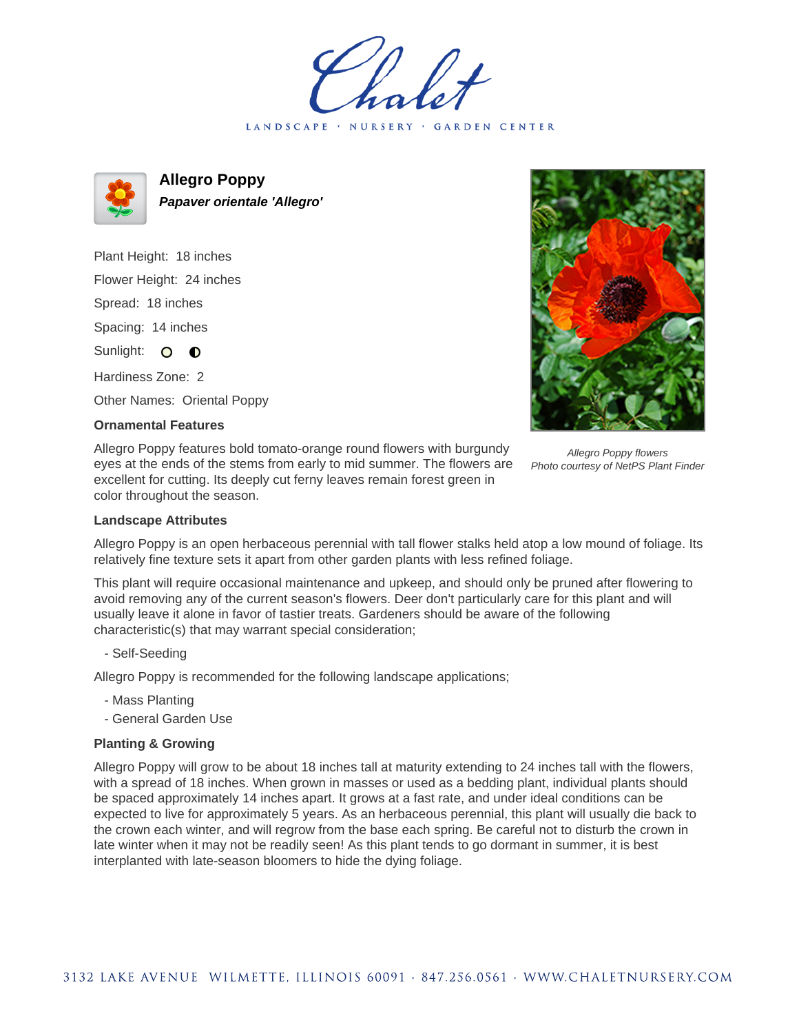# Chalet

LANDSCAPE · NURSERY · GARDEN CENTER

## Allegro Poppy

***Papaver orientale 'Allegro'***

Plant Height: 18 inches

Flower Height: 24 inches

Spread: 18 inches

Spacing: 14 inches

Sunlight: ○ ◐

Hardiness Zone: 2

Other Names: Oriental Poppy

### Ornamental Features

Allegro Poppy features bold tomato-orange round flowers with burgundy eyes at the ends of the stems from early to mid summer. The flowers are excellent for cutting. Its deeply cut ferny leaves remain forest green in color throughout the season.

*Allegro Poppy flowers*
*Photo courtesy of NetPS Plant Finder*

### Landscape Attributes

Allegro Poppy is an open herbaceous perennial with tall flower stalks held atop a low mound of foliage. Its relatively fine texture sets it apart from other garden plants with less refined foliage.

This plant will require occasional maintenance and upkeep, and should only be pruned after flowering to avoid removing any of the current season's flowers. Deer don't particularly care for this plant and will usually leave it alone in favor of tastier treats. Gardeners should be aware of the following characteristic(s) that may warrant special consideration;

- Self-Seeding

Allegro Poppy is recommended for the following landscape applications;

- Mass Planting
- General Garden Use

### Planting & Growing

Allegro Poppy will grow to be about 18 inches tall at maturity extending to 24 inches tall with the flowers, with a spread of 18 inches. When grown in masses or used as a bedding plant, individual plants should be spaced approximately 14 inches apart. It grows at a fast rate, and under ideal conditions can be expected to live for approximately 5 years. As an herbaceous perennial, this plant will usually die back to the crown each winter, and will regrow from the base each spring. Be careful not to disturb the crown in late winter when it may not be readily seen! As this plant tends to go dormant in summer, it is best interplanted with late-season bloomers to hide the dying foliage.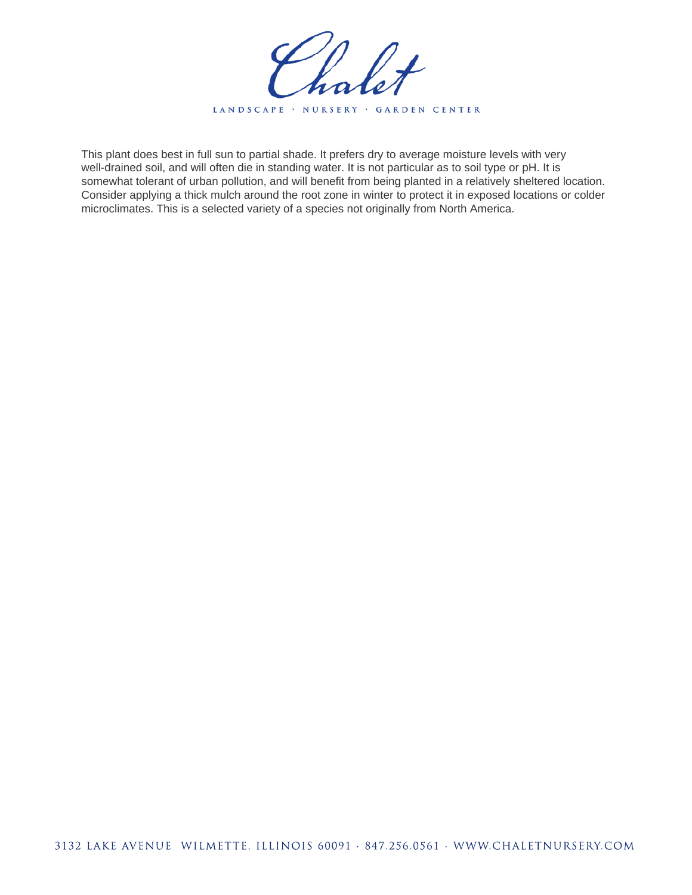This plant does best in full sun to partial shade. It prefers dry to average moisture levels with very well-drained soil, and will often die in standing water. It is not particular as to soil type or pH. It is somewhat tolerant of urban pollution, and will benefit from being planted in a relatively sheltered location. Consider applying a thick mulch around the root zone in winter to protect it in exposed locations or colder microclimates. This is a selected variety of a species not originally from North America.